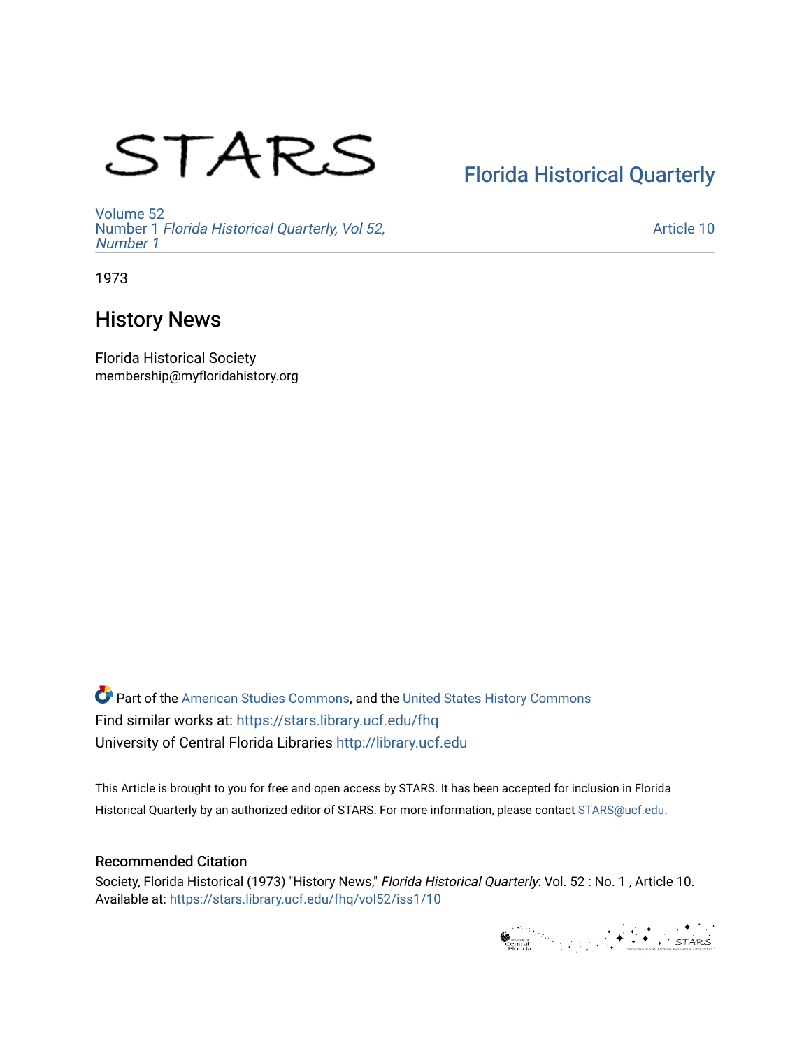STARS

Florida Historical Quarterly

Volume 52
Number 1 *Florida Historical Quarterly, Vol 52, Number 1*

Article 10

1973

# History News

Florida Historical Society
membership@myfloridahistory.org

Part of the American Studies Commons, and the United States History Commons
Find similar works at: https://stars.library.ucf.edu/fhq
University of Central Florida Libraries http://library.ucf.edu

This Article is brought to you for free and open access by STARS. It has been accepted for inclusion in Florida Historical Quarterly by an authorized editor of STARS. For more information, please contact STARS@ucf.edu.

## Recommended Citation

Society, Florida Historical (1973) "History News," *Florida Historical Quarterly*: Vol. 52 : No. 1 , Article 10.
Available at: https://stars.library.ucf.edu/fhq/vol52/iss1/10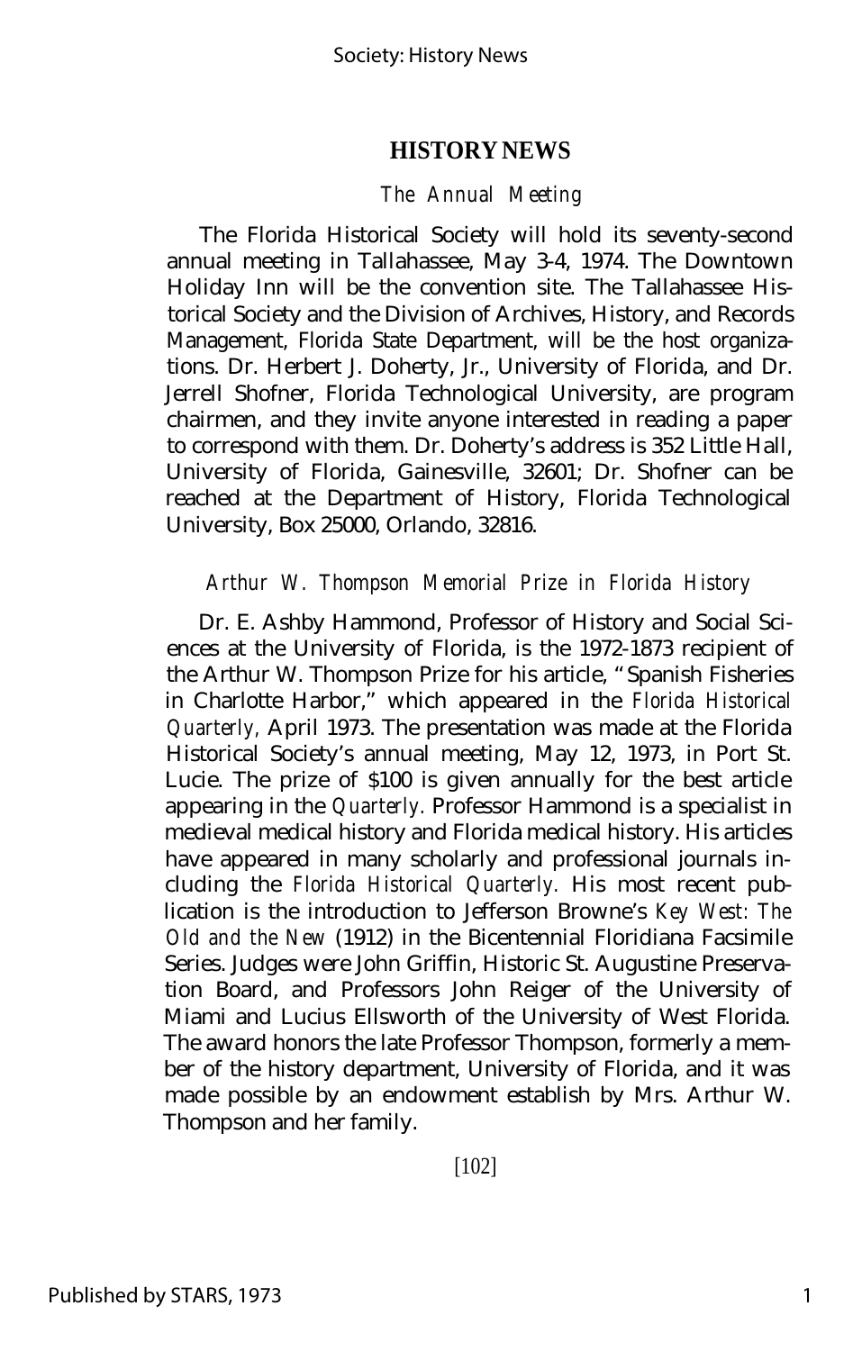## HISTORY NEWS

### *The Annual Meeting*

The Florida Historical Society will hold its seventy-second annual meeting in Tallahassee, May 3-4, 1974. The Downtown Holiday Inn will be the convention site. The Tallahassee Historical Society and the Division of Archives, History, and Records Management, Florida State Department, will be the host organizations. Dr. Herbert J. Doherty, Jr., University of Florida, and Dr. Jerrell Shofner, Florida Technological University, are program chairmen, and they invite anyone interested in reading a paper to correspond with them. Dr. Doherty's address is 352 Little Hall, University of Florida, Gainesville, 32601; Dr. Shofner can be reached at the Department of History, Florida Technological University, Box 25000, Orlando, 32816.

### *Arthur W. Thompson Memorial Prize in Florida History*

Dr. E. Ashby Hammond, Professor of History and Social Sciences at the University of Florida, is the 1972-1873 recipient of the Arthur W. Thompson Prize for his article, "Spanish Fisheries in Charlotte Harbor," which appeared in the *Florida Historical Quarterly*, April 1973. The presentation was made at the Florida Historical Society's annual meeting, May 12, 1973, in Port St. Lucie. The prize of $100 is given annually for the best article appearing in the *Quarterly*. Professor Hammond is a specialist in medieval medical history and Florida medical history. His articles have appeared in many scholarly and professional journals including the *Florida Historical Quarterly*. His most recent publication is the introduction to Jefferson Browne's *Key West: The Old and the New* (1912) in the Bicentennial Floridiana Facsimile Series. Judges were John Griffin, Historic St. Augustine Preservation Board, and Professors John Reiger of the University of Miami and Lucius Ellsworth of the University of West Florida. The award honors the late Professor Thompson, formerly a member of the history department, University of Florida, and it was made possible by an endowment establish by Mrs. Arthur W. Thompson and her family.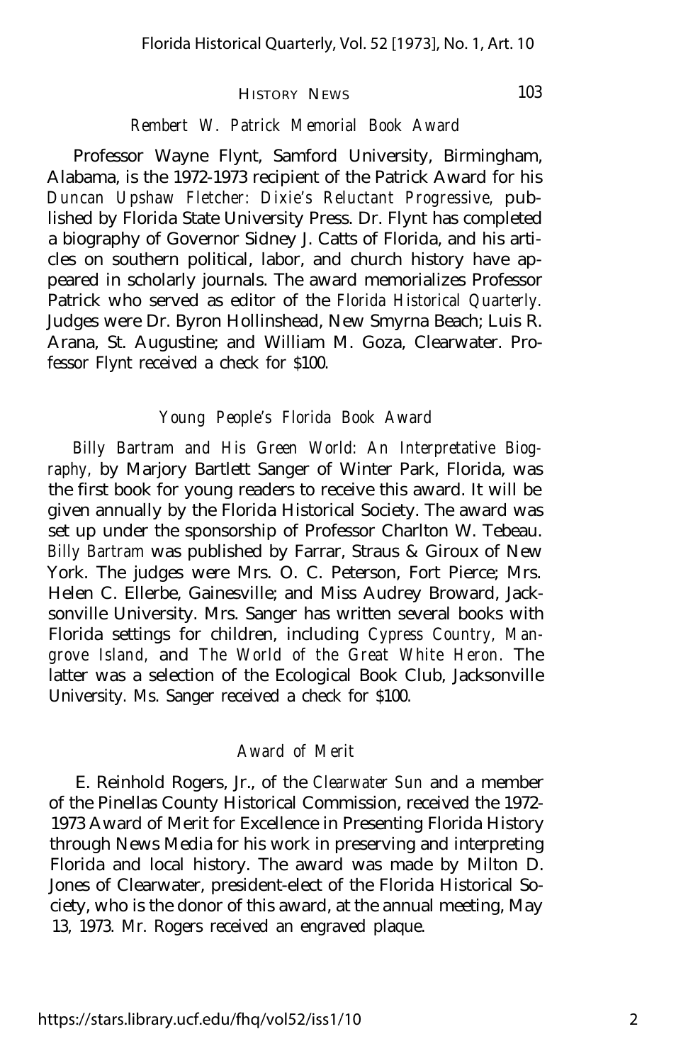### *Rembert W. Patrick Memorial Book Award*

Professor Wayne Flynt, Samford University, Birmingham, Alabama, is the 1972-1973 recipient of the Patrick Award for his *Duncan Upshaw Fletcher: Dixie's Reluctant Progressive,* published by Florida State University Press. Dr. Flynt has completed a biography of Governor Sidney J. Catts of Florida, and his articles on southern political, labor, and church history have appeared in scholarly journals. The award memorializes Professor Patrick who served as editor of the *Florida Historical Quarterly.* Judges were Dr. Byron Hollinshead, New Smyrna Beach; Luis R. Arana, St. Augustine; and William M. Goza, Clearwater. Professor Flynt received a check for $100.

### *Young People's Florida Book Award*

*Billy Bartram and His Green World: An Interpretative Biography,* by Marjory Bartlett Sanger of Winter Park, Florida, was the first book for young readers to receive this award. It will be given annually by the Florida Historical Society. The award was set up under the sponsorship of Professor Charlton W. Tebeau. *Billy Bartram* was published by Farrar, Straus & Giroux of New York. The judges were Mrs. O. C. Peterson, Fort Pierce; Mrs. Helen C. Ellerbe, Gainesville; and Miss Audrey Broward, Jacksonville University. Mrs. Sanger has written several books with Florida settings for children, including *Cypress Country, Mangrove Island,* and *The World of the Great White Heron.* The latter was a selection of the Ecological Book Club, Jacksonville University. Ms. Sanger received a check for $100.

### *Award of Merit*

E. Reinhold Rogers, Jr., of the *Clearwater Sun* and a member of the Pinellas County Historical Commission, received the 1972-1973 Award of Merit for Excellence in Presenting Florida History through News Media for his work in preserving and interpreting Florida and local history. The award was made by Milton D. Jones of Clearwater, president-elect of the Florida Historical Society, who is the donor of this award, at the annual meeting, May 13, 1973. Mr. Rogers received an engraved plaque.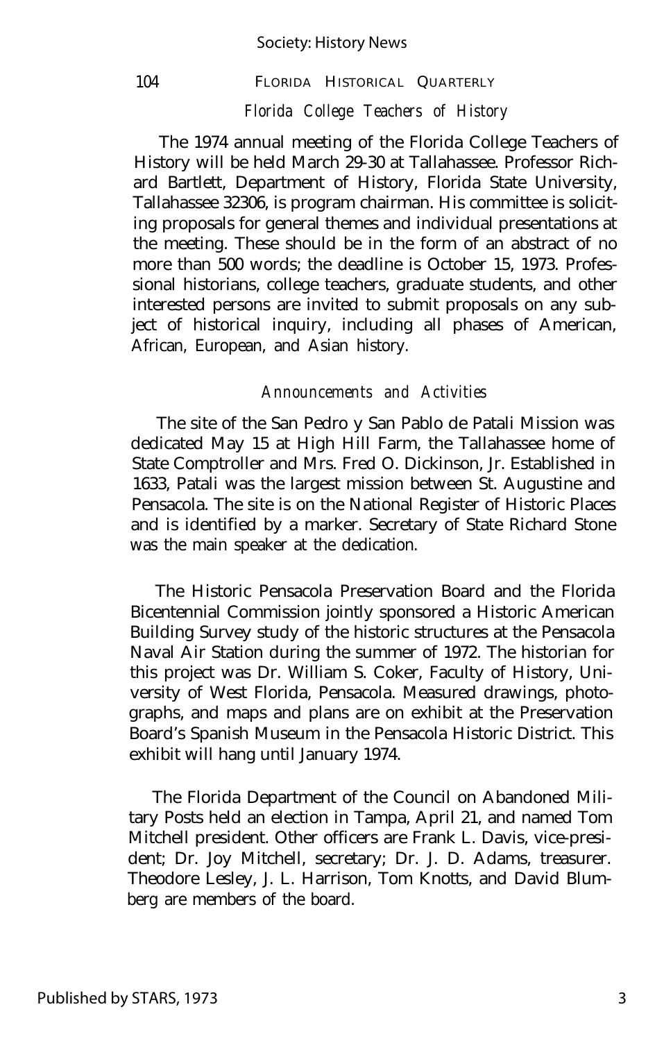### *Florida College Teachers of History*

The 1974 annual meeting of the Florida College Teachers of History will be held March 29-30 at Tallahassee. Professor Richard Bartlett, Department of History, Florida State University, Tallahassee 32306, is program chairman. His committee is soliciting proposals for general themes and individual presentations at the meeting. These should be in the form of an abstract of no more than 500 words; the deadline is October 15, 1973. Professional historians, college teachers, graduate students, and other interested persons are invited to submit proposals on any subject of historical inquiry, including all phases of American, African, European, and Asian history.

### *Announcements and Activities*

The site of the San Pedro y San Pablo de Patali Mission was dedicated May 15 at High Hill Farm, the Tallahassee home of State Comptroller and Mrs. Fred O. Dickinson, Jr. Established in 1633, Patali was the largest mission between St. Augustine and Pensacola. The site is on the National Register of Historic Places and is identified by a marker. Secretary of State Richard Stone was the main speaker at the dedication.

The Historic Pensacola Preservation Board and the Florida Bicentennial Commission jointly sponsored a Historic American Building Survey study of the historic structures at the Pensacola Naval Air Station during the summer of 1972. The historian for this project was Dr. William S. Coker, Faculty of History, University of West Florida, Pensacola. Measured drawings, photographs, and maps and plans are on exhibit at the Preservation Board's Spanish Museum in the Pensacola Historic District. This exhibit will hang until January 1974.

The Florida Department of the Council on Abandoned Military Posts held an election in Tampa, April 21, and named Tom Mitchell president. Other officers are Frank L. Davis, vice-president; Dr. Joy Mitchell, secretary; Dr. J. D. Adams, treasurer. Theodore Lesley, J. L. Harrison, Tom Knotts, and David Blumberg are members of the board.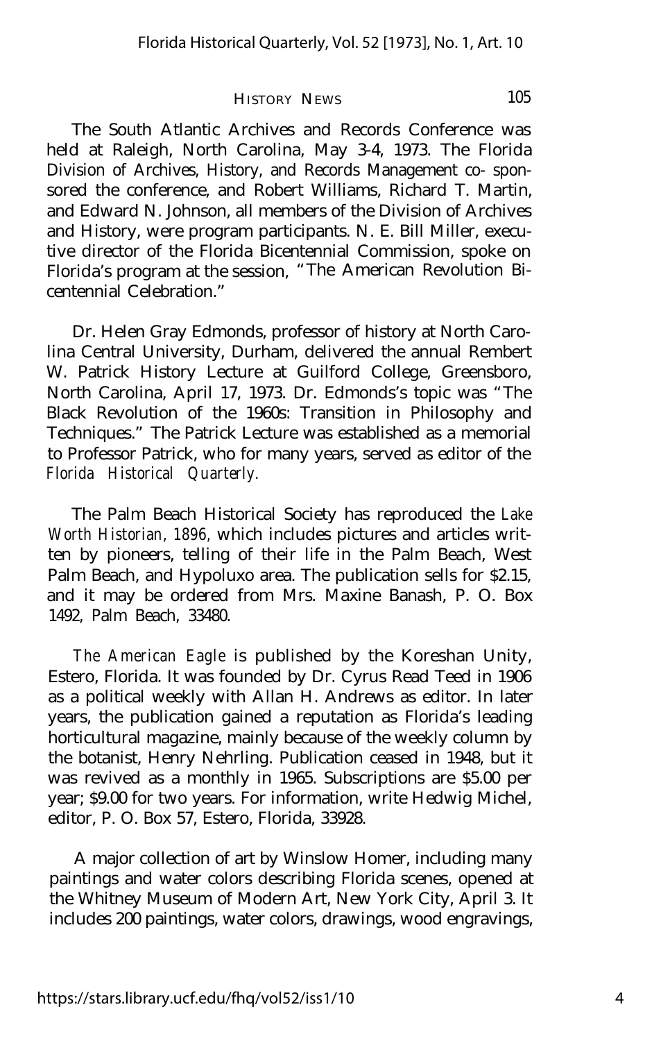The South Atlantic Archives and Records Conference was held at Raleigh, North Carolina, May 3-4, 1973. The Florida Division of Archives, History, and Records Management co- sponsored the conference, and Robert Williams, Richard T. Martin, and Edward N. Johnson, all members of the Division of Archives and History, were program participants. N. E. Bill Miller, executive director of the Florida Bicentennial Commission, spoke on Florida's program at the session, "The American Revolution Bicentennial Celebration."

Dr. Helen Gray Edmonds, professor of history at North Carolina Central University, Durham, delivered the annual Rembert W. Patrick History Lecture at Guilford College, Greensboro, North Carolina, April 17, 1973. Dr. Edmonds's topic was "The Black Revolution of the 1960s: Transition in Philosophy and Techniques." The Patrick Lecture was established as a memorial to Professor Patrick, who for many years, served as editor of the *Florida Historical Quarterly*.

The Palm Beach Historical Society has reproduced the *Lake Worth Historian, 1896*, which includes pictures and articles written by pioneers, telling of their life in the Palm Beach, West Palm Beach, and Hypoluxo area. The publication sells for $2.15, and it may be ordered from Mrs. Maxine Banash, P. O. Box 1492, Palm Beach, 33480.

*The American Eagle* is published by the Koreshan Unity, Estero, Florida. It was founded by Dr. Cyrus Read Teed in 1906 as a political weekly with Allan H. Andrews as editor. In later years, the publication gained a reputation as Florida's leading horticultural magazine, mainly because of the weekly column by the botanist, Henry Nehrling. Publication ceased in 1948, but it was revived as a monthly in 1965. Subscriptions are $5.00 per year; $9.00 for two years. For information, write Hedwig Michel, editor, P. O. Box 57, Estero, Florida, 33928.

A major collection of art by Winslow Homer, including many paintings and water colors describing Florida scenes, opened at the Whitney Museum of Modern Art, New York City, April 3. It includes 200 paintings, water colors, drawings, wood engravings,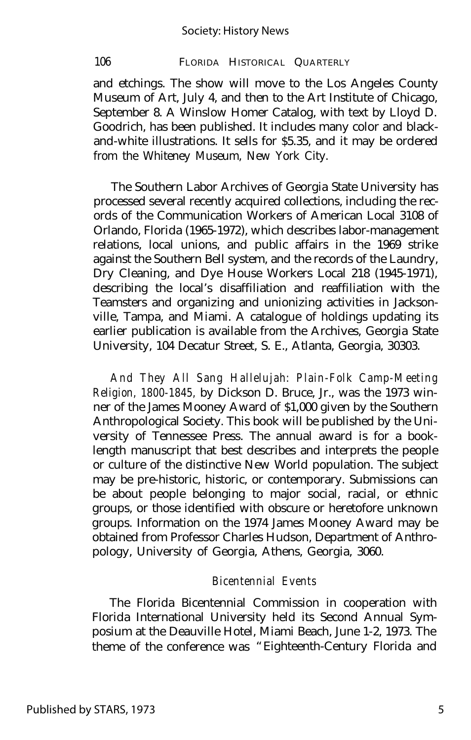and etchings. The show will move to the Los Angeles County Museum of Art, July 4, and then to the Art Institute of Chicago, September 8. A Winslow Homer Catalog, with text by Lloyd D. Goodrich, has been published. It includes many color and black-and-white illustrations. It sells for $5.35, and it may be ordered from the Whiteney Museum, New York City.

The Southern Labor Archives of Georgia State University has processed several recently acquired collections, including the records of the Communication Workers of American Local 3108 of Orlando, Florida (1965-1972), which describes labor-management relations, local unions, and public affairs in the 1969 strike against the Southern Bell system, and the records of the Laundry, Dry Cleaning, and Dye House Workers Local 218 (1945-1971), describing the local's disaffiliation and reaffiliation with the Teamsters and organizing and unionizing activities in Jacksonville, Tampa, and Miami. A catalogue of holdings updating its earlier publication is available from the Archives, Georgia State University, 104 Decatur Street, S. E., Atlanta, Georgia, 30303.

*And They All Sang Hallelujah: Plain-Folk Camp-Meeting Religion, 1800-1845,* by Dickson D. Bruce, Jr., was the 1973 winner of the James Mooney Award of $1,000 given by the Southern Anthropological Society. This book will be published by the University of Tennessee Press. The annual award is for a book-length manuscript that best describes and interprets the people or culture of the distinctive New World population. The subject may be pre-historic, historic, or contemporary. Submissions can be about people belonging to major social, racial, or ethnic groups, or those identified with obscure or heretofore unknown groups. Information on the 1974 James Mooney Award may be obtained from Professor Charles Hudson, Department of Anthropology, University of Georgia, Athens, Georgia, 3060.

## *Bicentennial Events*

The Florida Bicentennial Commission in cooperation with Florida International University held its Second Annual Symposium at the Deauville Hotel, Miami Beach, June 1-2, 1973. The theme of the conference was "Eighteenth-Century Florida and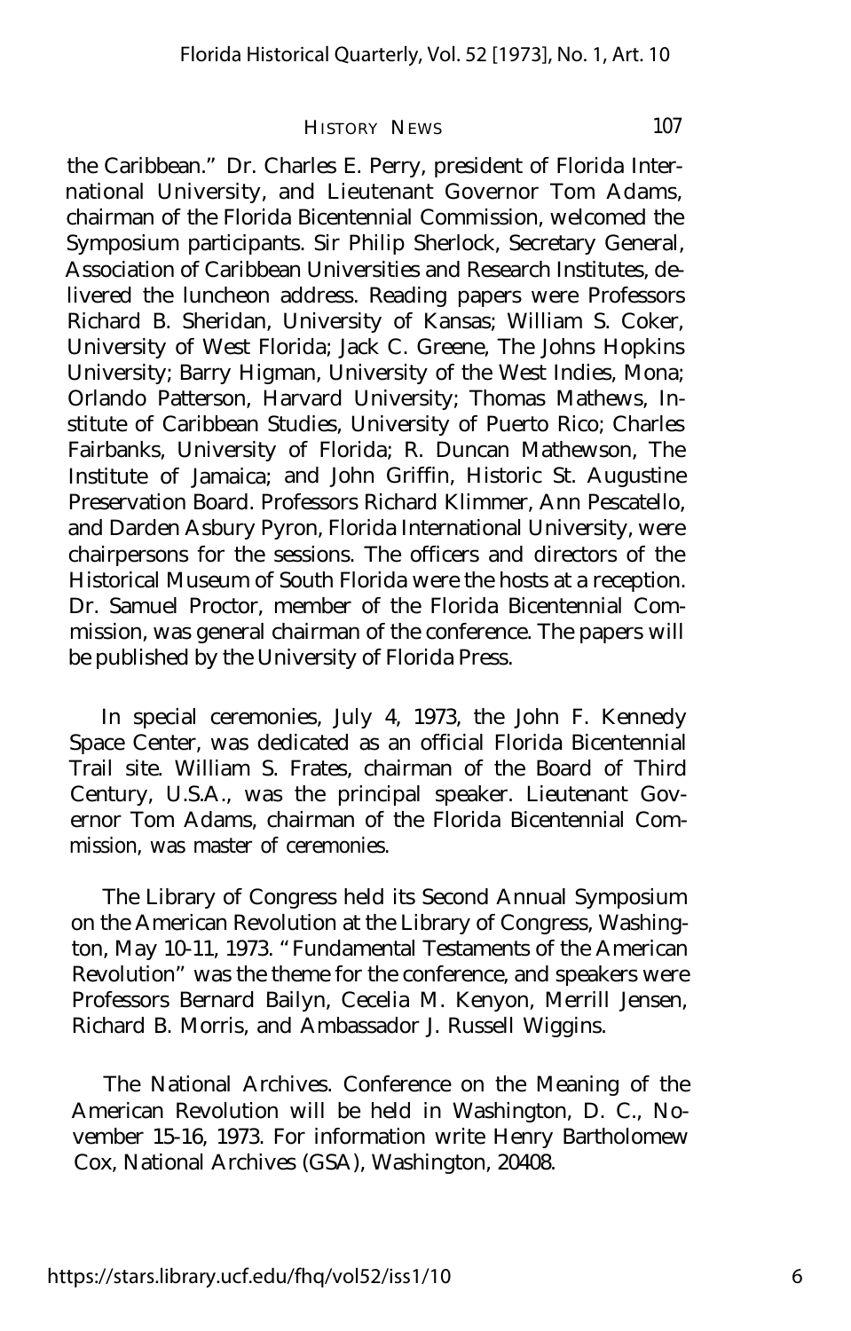the Caribbean." Dr. Charles E. Perry, president of Florida International University, and Lieutenant Governor Tom Adams, chairman of the Florida Bicentennial Commission, welcomed the Symposium participants. Sir Philip Sherlock, Secretary General, Association of Caribbean Universities and Research Institutes, delivered the luncheon address. Reading papers were Professors Richard B. Sheridan, University of Kansas; William S. Coker, University of West Florida; Jack C. Greene, The Johns Hopkins University; Barry Higman, University of the West Indies, Mona; Orlando Patterson, Harvard University; Thomas Mathews, Institute of Caribbean Studies, University of Puerto Rico; Charles Fairbanks, University of Florida; R. Duncan Mathewson, The Institute of Jamaica; and John Griffin, Historic St. Augustine Preservation Board. Professors Richard Klimmer, Ann Pescatello, and Darden Asbury Pyron, Florida International University, were chairpersons for the sessions. The officers and directors of the Historical Museum of South Florida were the hosts at a reception. Dr. Samuel Proctor, member of the Florida Bicentennial Commission, was general chairman of the conference. The papers will be published by the University of Florida Press.

In special ceremonies, July 4, 1973, the John F. Kennedy Space Center, was dedicated as an official Florida Bicentennial Trail site. William S. Frates, chairman of the Board of Third Century, U.S.A., was the principal speaker. Lieutenant Governor Tom Adams, chairman of the Florida Bicentennial Commission, was master of ceremonies.

The Library of Congress held its Second Annual Symposium on the American Revolution at the Library of Congress, Washington, May 10-11, 1973. "Fundamental Testaments of the American Revolution" was the theme for the conference, and speakers were Professors Bernard Bailyn, Cecelia M. Kenyon, Merrill Jensen, Richard B. Morris, and Ambassador J. Russell Wiggins.

The National Archives. Conference on the Meaning of the American Revolution will be held in Washington, D. C., November 15-16, 1973. For information write Henry Bartholomew Cox, National Archives (GSA), Washington, 20408.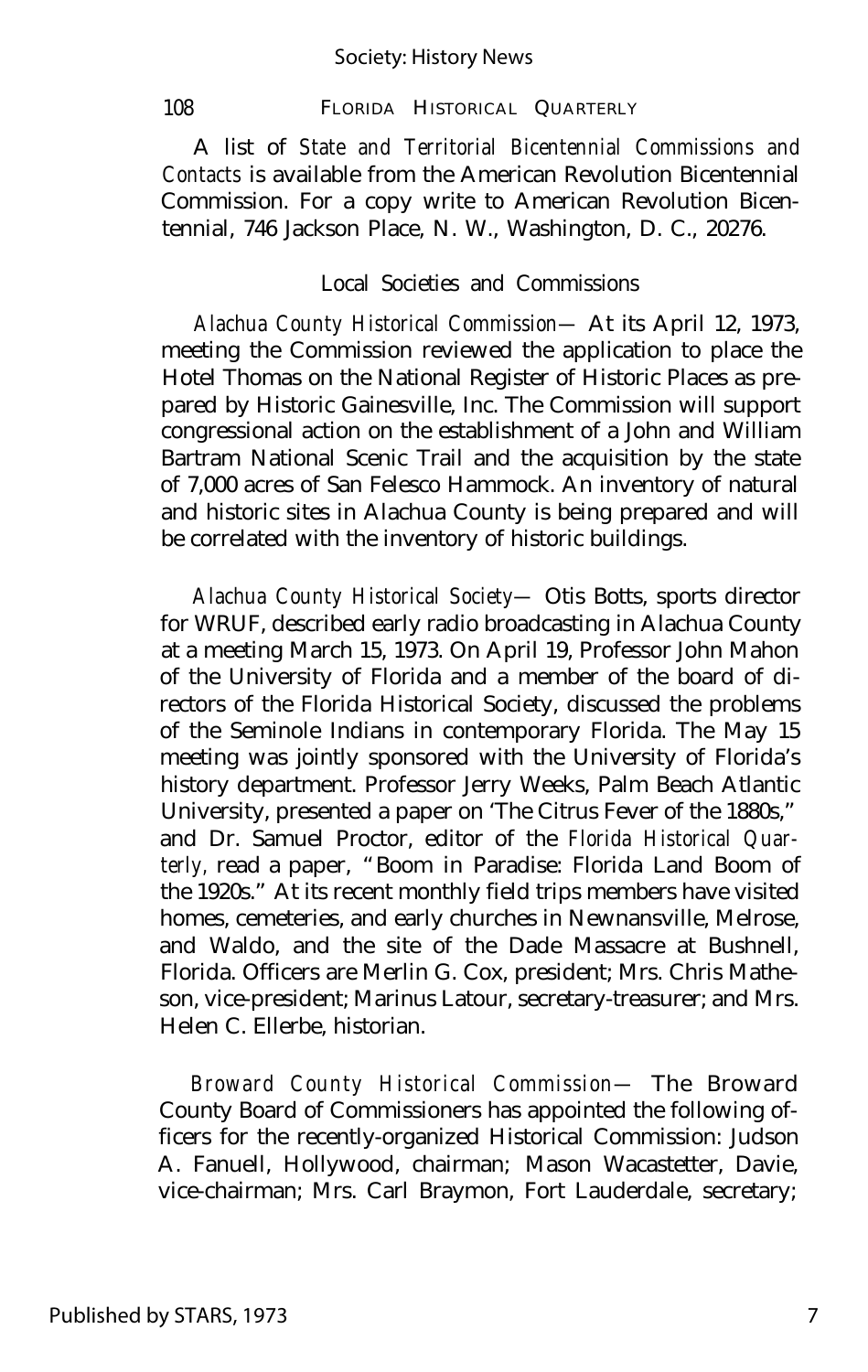A list of *State and Territorial Bicentennial Commissions and Contacts* is available from the American Revolution Bicentennial Commission. For a copy write to American Revolution Bicentennial, 746 Jackson Place, N. W., Washington, D. C., 20276.

## Local Societies and Commissions

*Alachua County Historical Commission*— At its April 12, 1973, meeting the Commission reviewed the application to place the Hotel Thomas on the National Register of Historic Places as prepared by Historic Gainesville, Inc. The Commission will support congressional action on the establishment of a John and William Bartram National Scenic Trail and the acquisition by the state of 7,000 acres of San Felesco Hammock. An inventory of natural and historic sites in Alachua County is being prepared and will be correlated with the inventory of historic buildings.

*Alachua County Historical Society*— Otis Botts, sports director for WRUF, described early radio broadcasting in Alachua County at a meeting March 15, 1973. On April 19, Professor John Mahon of the University of Florida and a member of the board of directors of the Florida Historical Society, discussed the problems of the Seminole Indians in contemporary Florida. The May 15 meeting was jointly sponsored with the University of Florida's history department. Professor Jerry Weeks, Palm Beach Atlantic University, presented a paper on 'The Citrus Fever of the 1880s," and Dr. Samuel Proctor, editor of the *Florida Historical Quarterly,* read a paper, "Boom in Paradise: Florida Land Boom of the 1920s." At its recent monthly field trips members have visited homes, cemeteries, and early churches in Newnansville, Melrose, and Waldo, and the site of the Dade Massacre at Bushnell, Florida. Officers are Merlin G. Cox, president; Mrs. Chris Matheson, vice-president; Marinus Latour, secretary-treasurer; and Mrs. Helen C. Ellerbe, historian.

*Broward County Historical Commission*— The Broward County Board of Commissioners has appointed the following officers for the recently-organized Historical Commission: Judson A. Fanuell, Hollywood, chairman; Mason Wacastetter, Davie, vice-chairman; Mrs. Carl Braymon, Fort Lauderdale, secretary;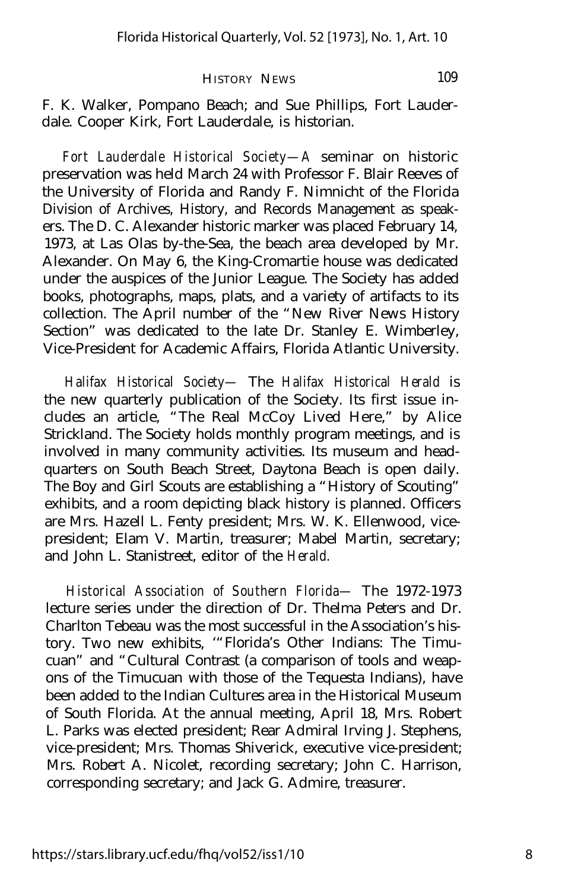F. K. Walker, Pompano Beach; and Sue Phillips, Fort Lauderdale. Cooper Kirk, Fort Lauderdale, is historian.

*Fort Lauderdale Historical Society*—A seminar on historic preservation was held March 24 with Professor F. Blair Reeves of the University of Florida and Randy F. Nimnicht of the Florida Division of Archives, History, and Records Management as speakers. The D. C. Alexander historic marker was placed February 14, 1973, at Las Olas by-the-Sea, the beach area developed by Mr. Alexander. On May 6, the King-Cromartie house was dedicated under the auspices of the Junior League. The Society has added books, photographs, maps, plats, and a variety of artifacts to its collection. The April number of the "New River News History Section" was dedicated to the late Dr. Stanley E. Wimberley, Vice-President for Academic Affairs, Florida Atlantic University.

*Halifax Historical Society*— The *Halifax Historical Herald* is the new quarterly publication of the Society. Its first issue includes an article, "The Real McCoy Lived Here," by Alice Strickland. The Society holds monthly program meetings, and is involved in many community activities. Its museum and headquarters on South Beach Street, Daytona Beach is open daily. The Boy and Girl Scouts are establishing a "History of Scouting" exhibits, and a room depicting black history is planned. Officers are Mrs. Hazell L. Fenty president; Mrs. W. K. Ellenwood, vice-president; Elam V. Martin, treasurer; Mabel Martin, secretary; and John L. Stanistreet, editor of the *Herald.*

*Historical Association of Southern Florida*— The 1972-1973 lecture series under the direction of Dr. Thelma Peters and Dr. Charlton Tebeau was the most successful in the Association's history. Two new exhibits, '"Florida's Other Indians: The Timucuan" and "Cultural Contrast (a comparison of tools and weapons of the Timucuan with those of the Tequesta Indians), have been added to the Indian Cultures area in the Historical Museum of South Florida. At the annual meeting, April 18, Mrs. Robert L. Parks was elected president; Rear Admiral Irving J. Stephens, vice-president; Mrs. Thomas Shiverick, executive vice-president; Mrs. Robert A. Nicolet, recording secretary; John C. Harrison, corresponding secretary; and Jack G. Admire, treasurer.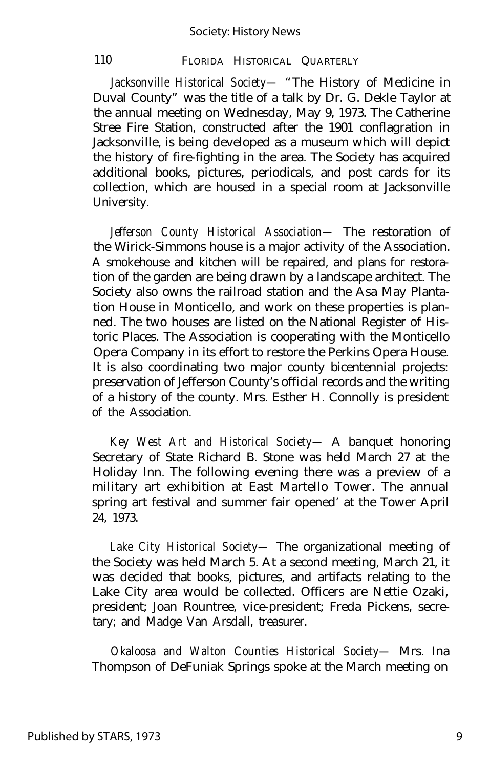*Jacksonville Historical Society*— "The History of Medicine in Duval County" was the title of a talk by Dr. G. Dekle Taylor at the annual meeting on Wednesday, May 9, 1973. The Catherine Stree Fire Station, constructed after the 1901 conflagration in Jacksonville, is being developed as a museum which will depict the history of fire-fighting in the area. The Society has acquired additional books, pictures, periodicals, and post cards for its collection, which are housed in a special room at Jacksonville University.

*Jefferson County Historical Association*— The restoration of the Wirick-Simmons house is a major activity of the Association. A smokehouse and kitchen will be repaired, and plans for restoration of the garden are being drawn by a landscape architect. The Society also owns the railroad station and the Asa May Plantation House in Monticello, and work on these properties is planned. The two houses are listed on the National Register of Historic Places. The Association is cooperating with the Monticello Opera Company in its effort to restore the Perkins Opera House. It is also coordinating two major county bicentennial projects: preservation of Jefferson County's official records and the writing of a history of the county. Mrs. Esther H. Connolly is president of the Association.

*Key West Art and Historical Society*— A banquet honoring Secretary of State Richard B. Stone was held March 27 at the Holiday Inn. The following evening there was a preview of a military art exhibition at East Martello Tower. The annual spring art festival and summer fair opened' at the Tower April 24, 1973.

*Lake City Historical Society*— The organizational meeting of the Society was held March 5. At a second meeting, March 21, it was decided that books, pictures, and artifacts relating to the Lake City area would be collected. Officers are Nettie Ozaki, president; Joan Rountree, vice-president; Freda Pickens, secretary; and Madge Van Arsdall, treasurer.

*Okaloosa and Walton Counties Historical Society*— Mrs. Ina Thompson of DeFuniak Springs spoke at the March meeting on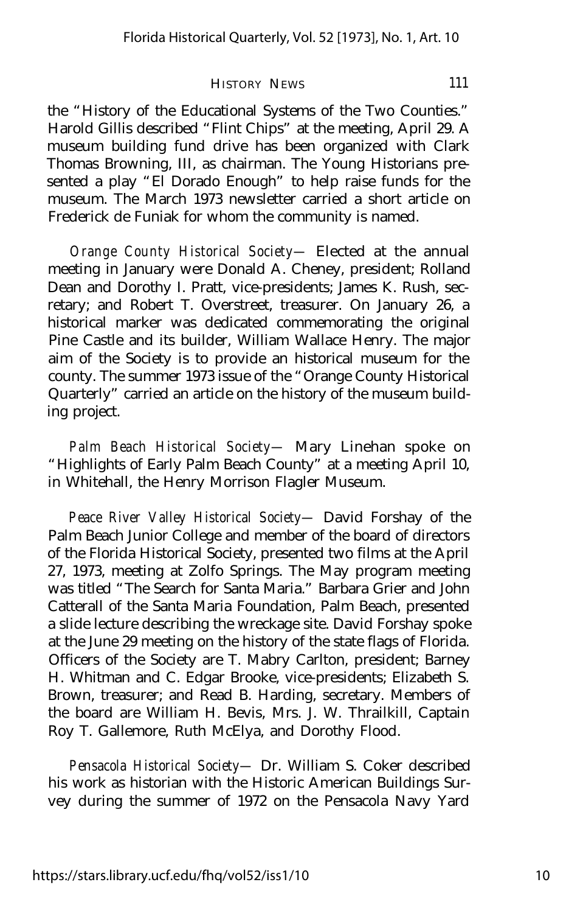the "History of the Educational Systems of the Two Counties." Harold Gillis described "Flint Chips" at the meeting, April 29. A museum building fund drive has been organized with Clark Thomas Browning, III, as chairman. The Young Historians presented a play "El Dorado Enough" to help raise funds for the museum. The March 1973 newsletter carried a short article on Frederick de Funiak for whom the community is named.

*Orange County Historical Society*— Elected at the annual meeting in January were Donald A. Cheney, president; Rolland Dean and Dorothy I. Pratt, vice-presidents; James K. Rush, secretary; and Robert T. Overstreet, treasurer. On January 26, a historical marker was dedicated commemorating the original Pine Castle and its builder, William Wallace Henry. The major aim of the Society is to provide an historical museum for the county. The summer 1973 issue of the "Orange County Historical Quarterly" carried an article on the history of the museum building project.

*Palm Beach Historical Society*— Mary Linehan spoke on "Highlights of Early Palm Beach County" at a meeting April 10, in Whitehall, the Henry Morrison Flagler Museum.

*Peace River Valley Historical Society*— David Forshay of the Palm Beach Junior College and member of the board of directors of the Florida Historical Society, presented two films at the April 27, 1973, meeting at Zolfo Springs. The May program meeting was titled "The Search for Santa Maria." Barbara Grier and John Catterall of the Santa Maria Foundation, Palm Beach, presented a slide lecture describing the wreckage site. David Forshay spoke at the June 29 meeting on the history of the state flags of Florida. Officers of the Society are T. Mabry Carlton, president; Barney H. Whitman and C. Edgar Brooke, vice-presidents; Elizabeth S. Brown, treasurer; and Read B. Harding, secretary. Members of the board are William H. Bevis, Mrs. J. W. Thrailkill, Captain Roy T. Gallemore, Ruth McElya, and Dorothy Flood.

*Pensacola Historical Society*— Dr. William S. Coker described his work as historian with the Historic American Buildings Survey during the summer of 1972 on the Pensacola Navy Yard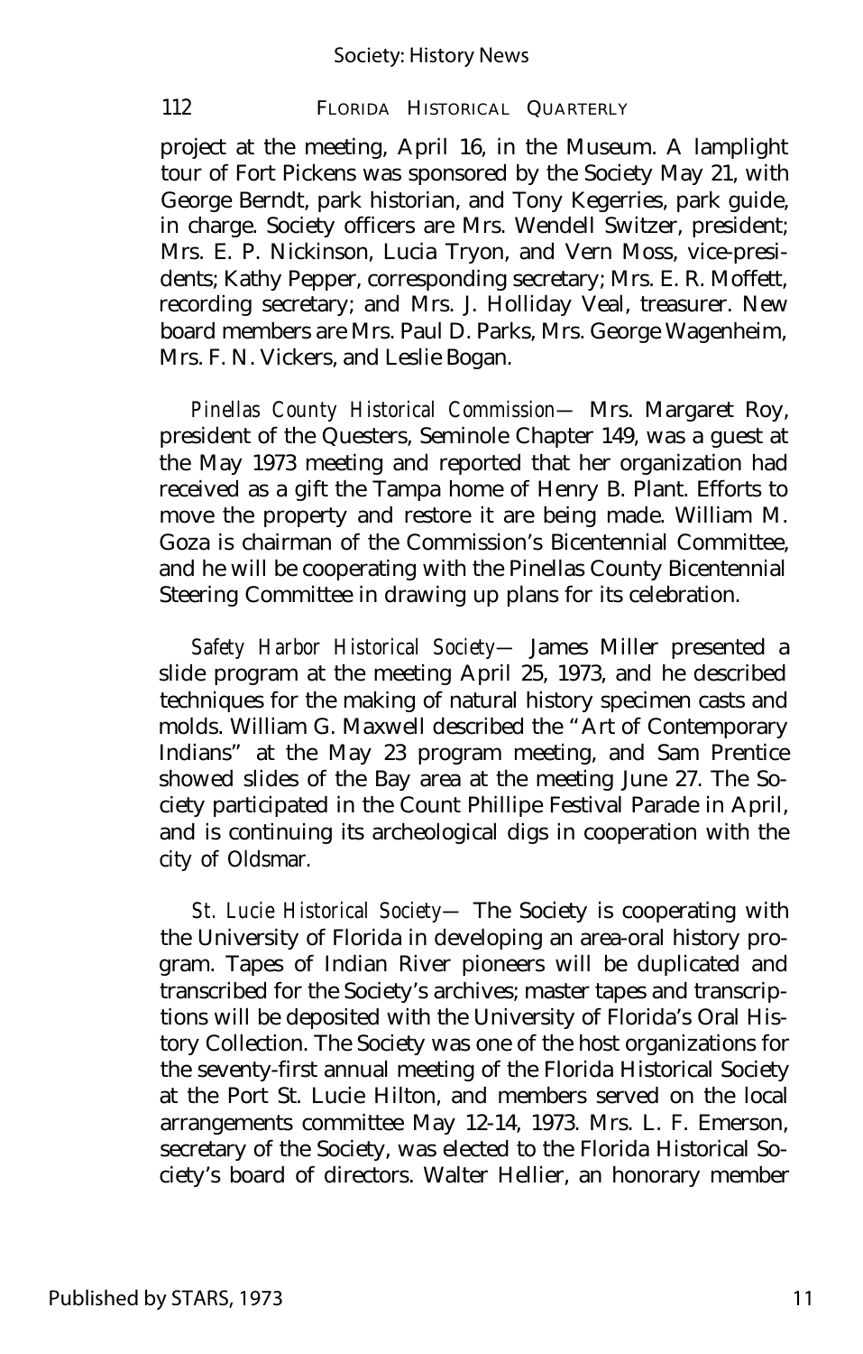project at the meeting, April 16, in the Museum. A lamplight tour of Fort Pickens was sponsored by the Society May 21, with George Berndt, park historian, and Tony Kegerries, park guide, in charge. Society officers are Mrs. Wendell Switzer, president; Mrs. E. P. Nickinson, Lucia Tryon, and Vern Moss, vice-presidents; Kathy Pepper, corresponding secretary; Mrs. E. R. Moffett, recording secretary; and Mrs. J. Holliday Veal, treasurer. New board members are Mrs. Paul D. Parks, Mrs. George Wagenheim, Mrs. F. N. Vickers, and Leslie Bogan.

*Pinellas County Historical Commission*— Mrs. Margaret Roy, president of the Questers, Seminole Chapter 149, was a guest at the May 1973 meeting and reported that her organization had received as a gift the Tampa home of Henry B. Plant. Efforts to move the property and restore it are being made. William M. Goza is chairman of the Commission's Bicentennial Committee, and he will be cooperating with the Pinellas County Bicentennial Steering Committee in drawing up plans for its celebration.

*Safety Harbor Historical Society*— James Miller presented a slide program at the meeting April 25, 1973, and he described techniques for the making of natural history specimen casts and molds. William G. Maxwell described the "Art of Contemporary Indians" at the May 23 program meeting, and Sam Prentice showed slides of the Bay area at the meeting June 27. The Society participated in the Count Phillipe Festival Parade in April, and is continuing its archeological digs in cooperation with the city of Oldsmar.

*St. Lucie Historical Society*— The Society is cooperating with the University of Florida in developing an area-oral history program. Tapes of Indian River pioneers will be duplicated and transcribed for the Society's archives; master tapes and transcriptions will be deposited with the University of Florida's Oral History Collection. The Society was one of the host organizations for the seventy-first annual meeting of the Florida Historical Society at the Port St. Lucie Hilton, and members served on the local arrangements committee May 12-14, 1973. Mrs. L. F. Emerson, secretary of the Society, was elected to the Florida Historical Society's board of directors. Walter Hellier, an honorary member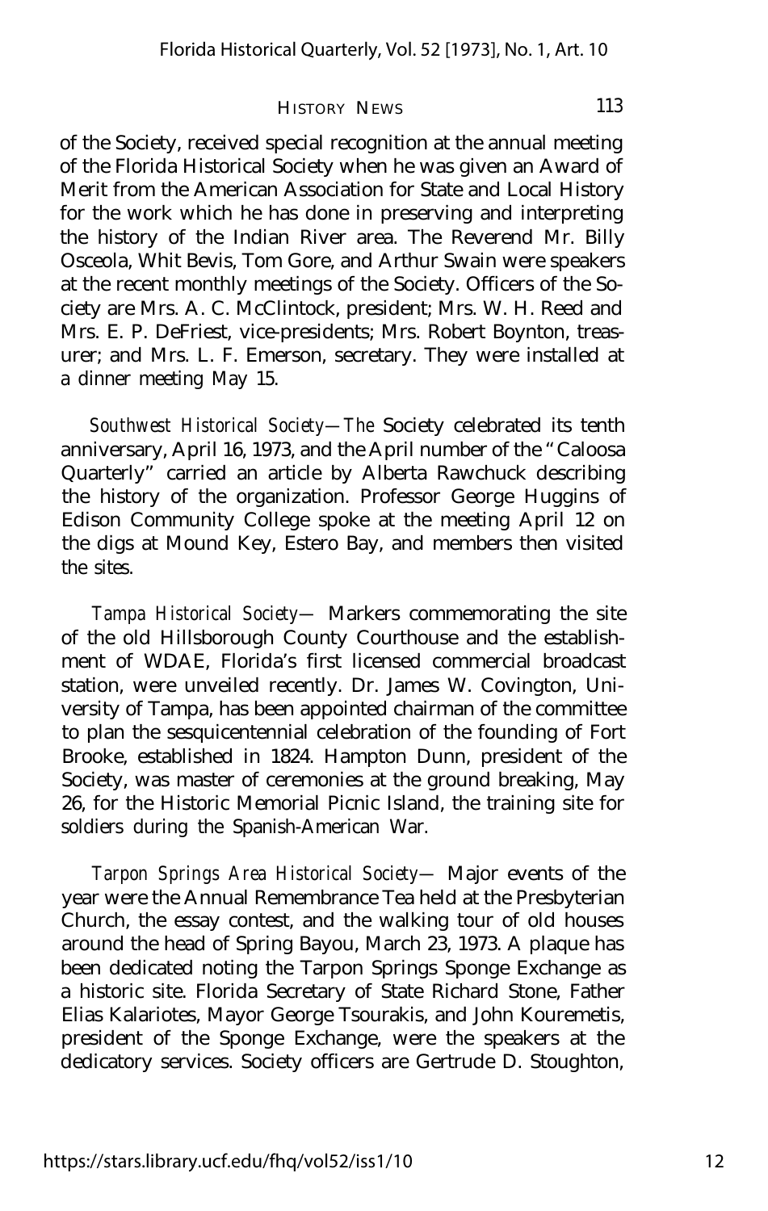of the Society, received special recognition at the annual meeting of the Florida Historical Society when he was given an Award of Merit from the American Association for State and Local History for the work which he has done in preserving and interpreting the history of the Indian River area. The Reverend Mr. Billy Osceola, Whit Bevis, Tom Gore, and Arthur Swain were speakers at the recent monthly meetings of the Society. Officers of the Society are Mrs. A. C. McClintock, president; Mrs. W. H. Reed and Mrs. E. P. DeFriest, vice-presidents; Mrs. Robert Boynton, treasurer; and Mrs. L. F. Emerson, secretary. They were installed at a dinner meeting May 15.

*Southwest Historical Society—The* Society celebrated its tenth anniversary, April 16, 1973, and the April number of the "Caloosa Quarterly" carried an article by Alberta Rawchuck describing the history of the organization. Professor George Huggins of Edison Community College spoke at the meeting April 12 on the digs at Mound Key, Estero Bay, and members then visited the sites.

*Tampa Historical Society—* Markers commemorating the site of the old Hillsborough County Courthouse and the establishment of WDAE, Florida's first licensed commercial broadcast station, were unveiled recently. Dr. James W. Covington, University of Tampa, has been appointed chairman of the committee to plan the sesquicentennial celebration of the founding of Fort Brooke, established in 1824. Hampton Dunn, president of the Society, was master of ceremonies at the ground breaking, May 26, for the Historic Memorial Picnic Island, the training site for soldiers during the Spanish-American War.

*Tarpon Springs Area Historical Society—* Major events of the year were the Annual Remembrance Tea held at the Presbyterian Church, the essay contest, and the walking tour of old houses around the head of Spring Bayou, March 23, 1973. A plaque has been dedicated noting the Tarpon Springs Sponge Exchange as a historic site. Florida Secretary of State Richard Stone, Father Elias Kalariotes, Mayor George Tsourakis, and John Kouremetis, president of the Sponge Exchange, were the speakers at the dedicatory services. Society officers are Gertrude D. Stoughton,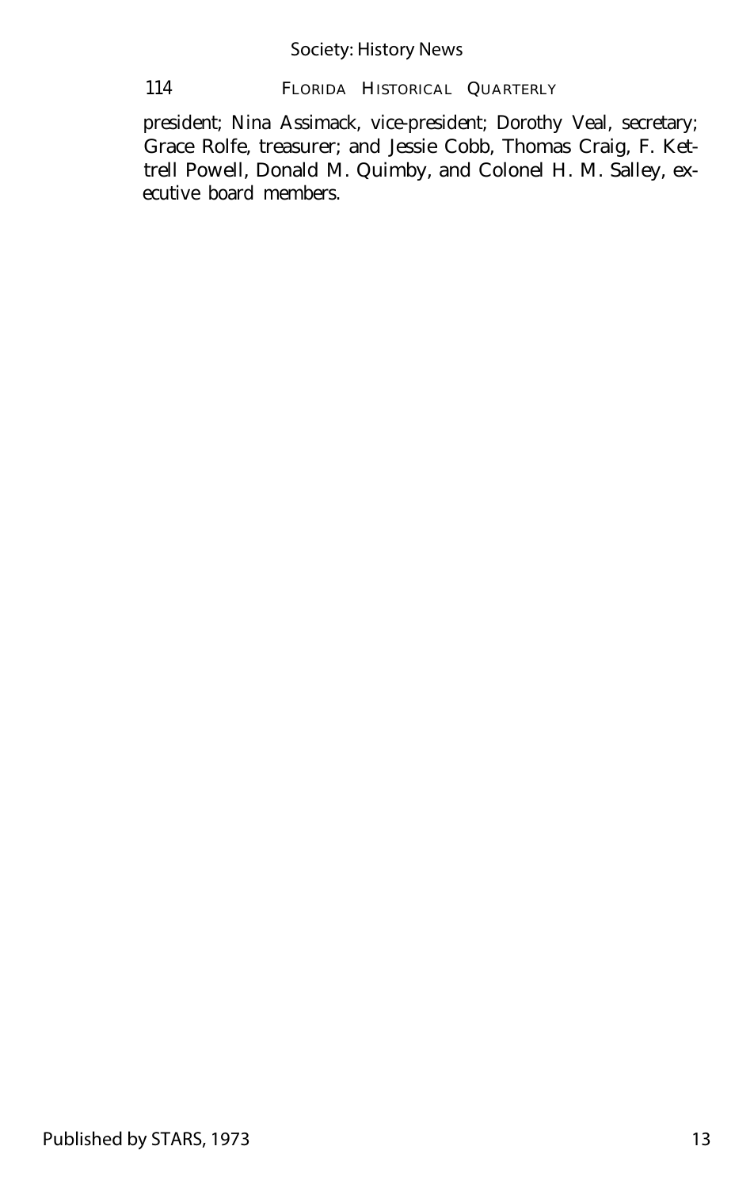president; Nina Assimack, vice-president; Dorothy Veal, secretary; Grace Rolfe, treasurer; and Jessie Cobb, Thomas Craig, F. Kettrell Powell, Donald M. Quimby, and Colonel H. M. Salley, executive board members.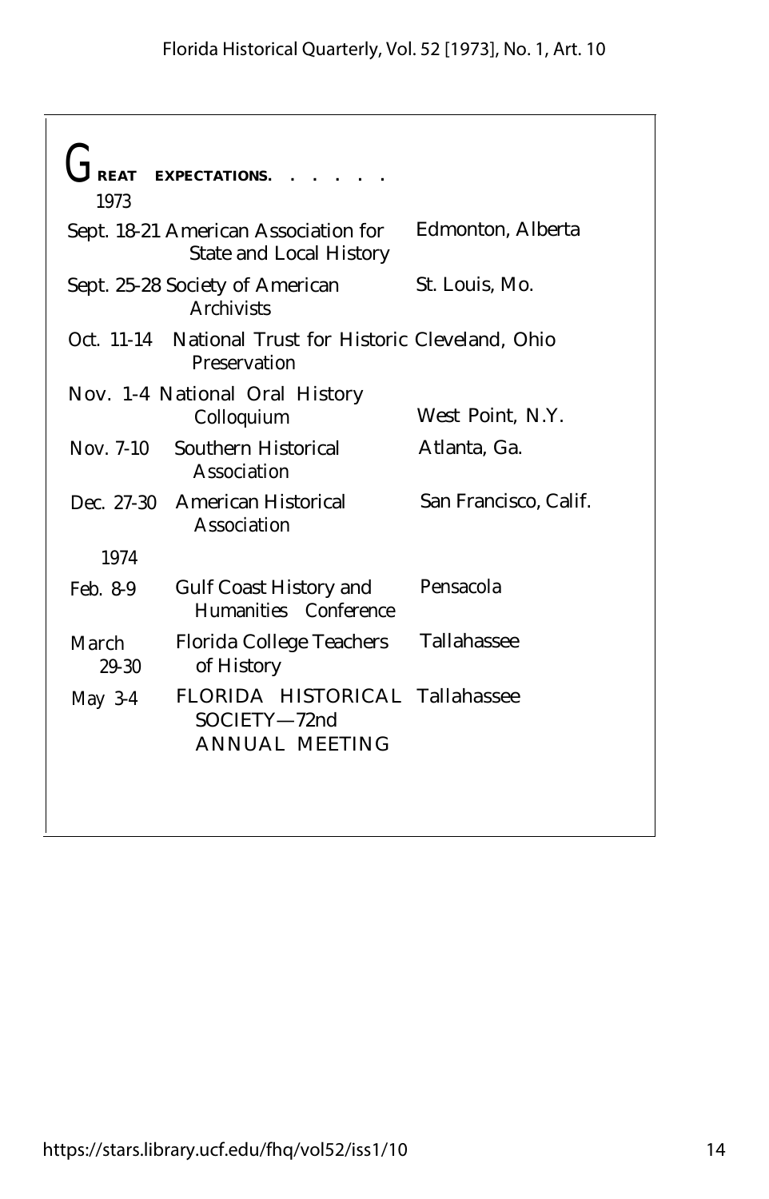## GREAT EXPECTATIONS. . . . . .

| | | |
|---|---|---|
| **1973** | | |
| Sept. 18-21 | American Association for State and Local History | Edmonton, Alberta |
| Sept. 25-28 | Society of American Archivists | St. Louis, Mo. |
| Oct. 11-14 | National Trust for Historic Preservation | Cleveland, Ohio |
| Nov. 1-4 | National Oral History Colloquium | West Point, N.Y. |
| Nov. 7-10 | Southern Historical Association | Atlanta, Ga. |
| Dec. 27-30 | American Historical Association | San Francisco, Calif. |
| **1974** | | |
| Feb. 8-9 | Gulf Coast History and Humanities Conference | Pensacola |
| March 29-30 | Florida College Teachers of History | Tallahassee |
| May 3-4 | FLORIDA HISTORICAL SOCIETY—72nd ANNUAL MEETING | Tallahassee |